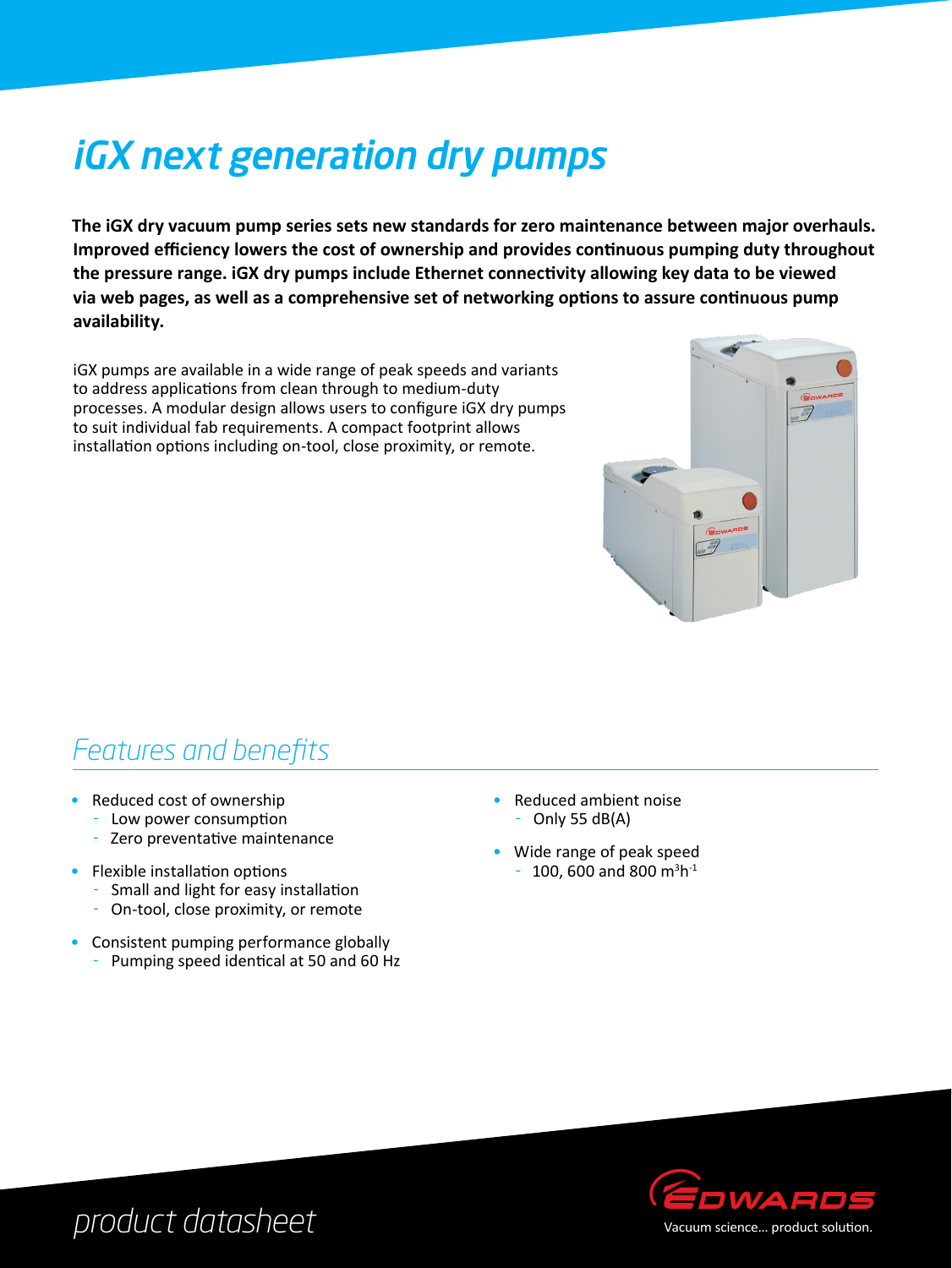# iGX next generation dry pumps

**The iGX dry vacuum pump series sets new standards for zero maintenance between major overhauls. Improved efficiency lowers the cost of ownership and provides continuous pumping duty throughout the pressure range. iGX dry pumps include Ethernet connectivity allowing key data to be viewed via web pages, as well as a comprehensive set of networking options to assure continuous pump availability.**

iGX pumps are available in a wide range of peak speeds and variants to address applications from clean through to medium-duty processes. A modular design allows users to configure iGX dry pumps to suit individual fab requirements. A compact footprint allows installation options including on-tool, close proximity, or remote.

## Features and benefits

- Reduced cost of ownership
  - Low power consumption
  - Zero preventative maintenance
- Flexible installation options
  - Small and light for easy installation
  - On-tool, close proximity, or remote
- Consistent pumping performance globally
  - Pumping speed identical at 50 and 60 Hz
- Reduced ambient noise
  - Only 55 dB(A)
- Wide range of peak speed
  - 100, 600 and 800 $m^3h^{-1}$

product datasheet

EDWARDS

Vacuum science... product solution.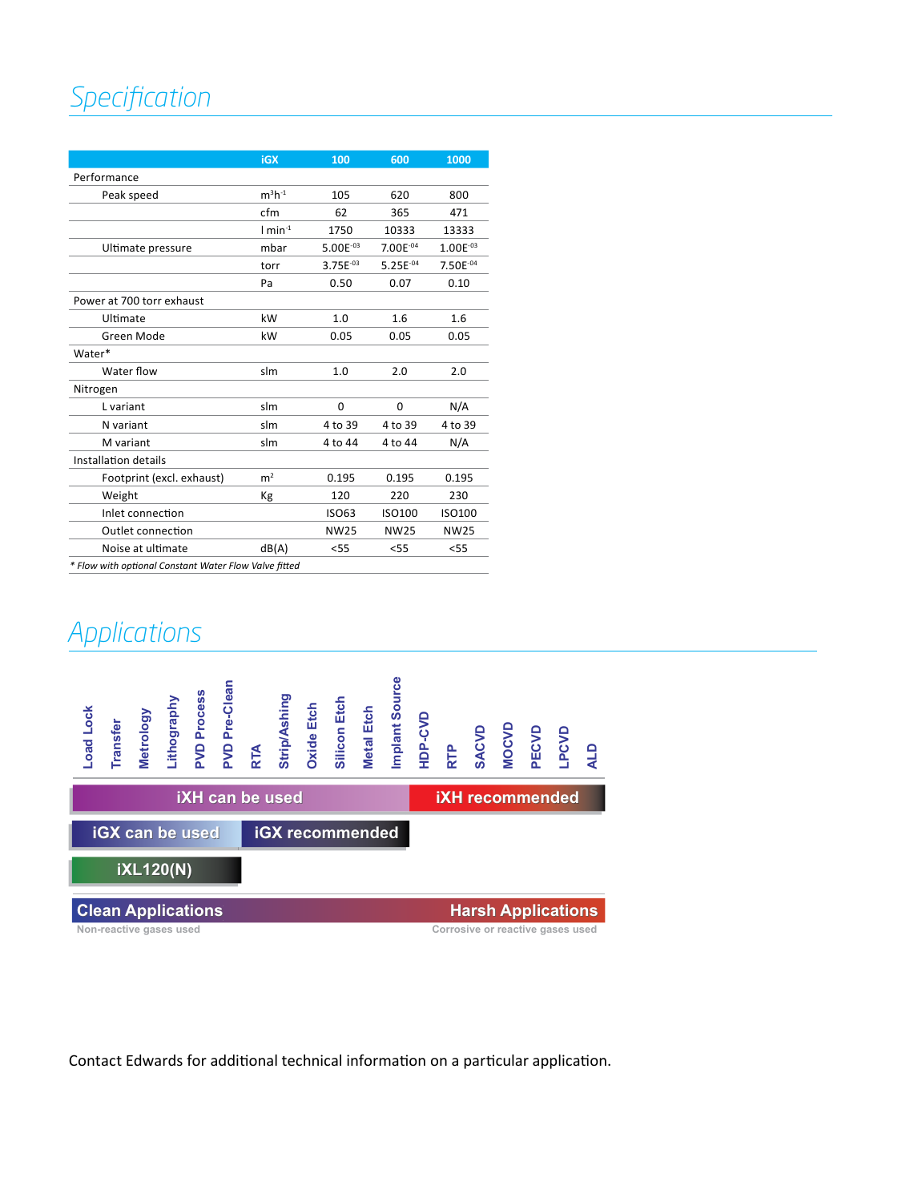## Specification

| | iGX | 100 | 600 | 1000 |
|---|---|---|---|---|
| Performance | | | | |
| Peak speed | $m^3h^{-1}$ | 105 | 620 | 800 |
| | cfm | 62 | 365 | 471 |
| | l $min^{-1}$ | 1750 | 10333 | 13333 |
| Ultimate pressure | mbar | $5.00E^{-03}$ | $7.00E^{-04}$ | $1.00E^{-03}$ |
| | torr | $3.75E^{-03}$ | $5.25E^{-04}$ | $7.50E^{-04}$ |
| | Pa | 0.50 | 0.07 | 0.10 |
| Power at 700 torr exhaust | | | | |
| Ultimate | kW | 1.0 | 1.6 | 1.6 |
| Green Mode | kW | 0.05 | 0.05 | 0.05 |
| Water* | | | | |
| Water flow | slm | 1.0 | 2.0 | 2.0 |
| Nitrogen | | | | |
| L variant | slm | 0 | 0 | N/A |
| N variant | slm | 4 to 39 | 4 to 39 | 4 to 39 |
| M variant | slm | 4 to 44 | 4 to 44 | N/A |
| Installation details | | | | |
| Footprint (excl. exhaust) | $m^2$ | 0.195 | 0.195 | 0.195 |
| Weight | Kg | 120 | 220 | 230 |
| Inlet connection | | ISO63 | ISO100 | ISO100 |
| Outlet connection | | NW25 | NW25 | NW25 |
| Noise at ultimate | dB(A) | <55 | <55 | <55 |

*\* Flow with optional Constant Water Flow Valve fitted*

## Applications

Load Lock, Transfer, Metrology, Lithography, PVD Process, PVD Pre-Clean, RTA, Strip/Ashing, Oxide Etch, Silicon Etch, Metal Etch, Implant Source, HDP-CVD, RTP, SACVD, MOCVD, PECVD, LPCVD, ALD

- **iXH can be used** (Load Lock through Implant Source)
- **iXH recommended** (HDP-CVD through ALD)
- **iGX can be used** (Load Lock through PVD Process)
- **iGX recommended** (PVD Pre-Clean through Implant Source)
- **iXL120(N)** (Load Lock through PVD Process)

**Clean Applications** — Non-reactive gases used

**Harsh Applications** — Corrosive or reactive gases used

Contact Edwards for additional technical information on a particular application.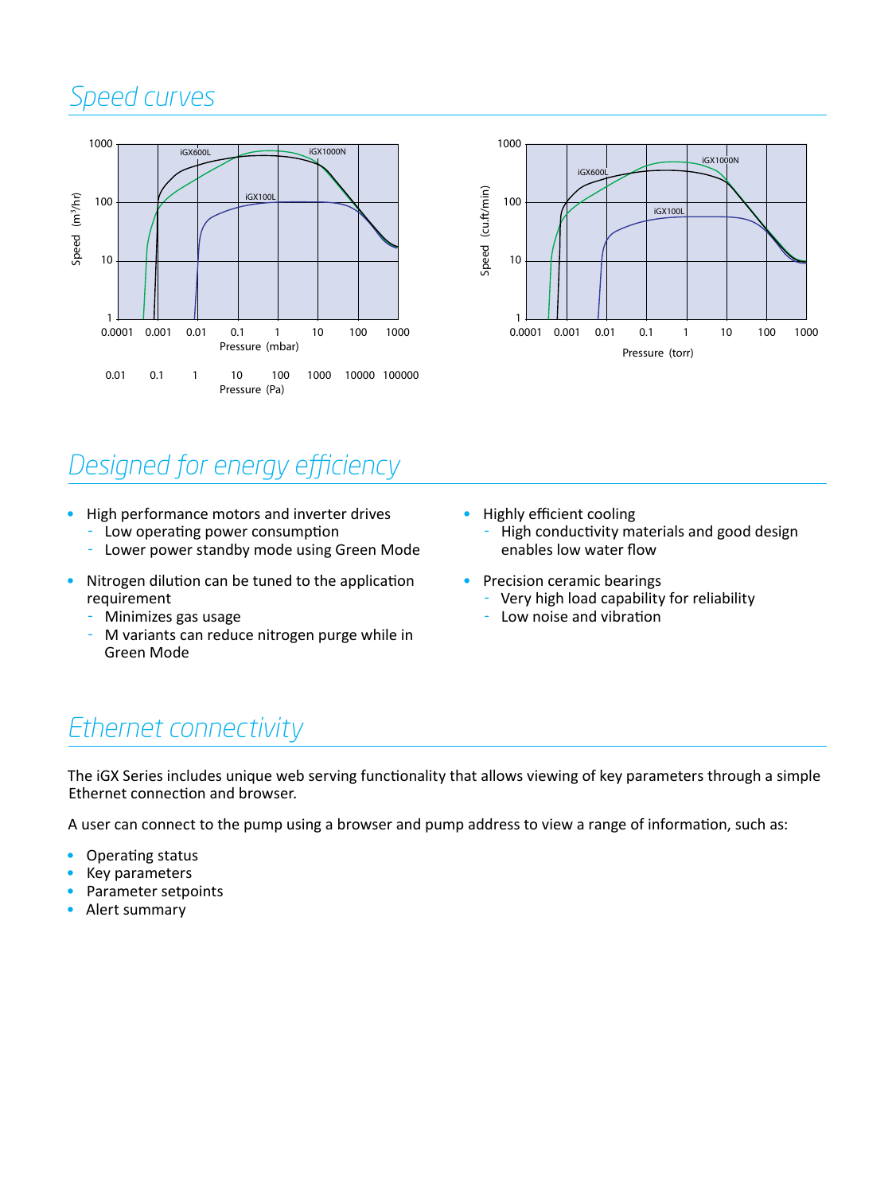## Speed curves

## Designed for energy efficiency

- High performance motors and inverter drives
  - Low operating power consumption
  - Lower power standby mode using Green Mode
- Nitrogen dilution can be tuned to the application requirement
  - Minimizes gas usage
  - M variants can reduce nitrogen purge while in Green Mode
- Highly efficient cooling
  - High conductivity materials and good design enables low water flow
- Precision ceramic bearings
  - Very high load capability for reliability
  - Low noise and vibration

## Ethernet connectivity

The iGX Series includes unique web serving functionality that allows viewing of key parameters through a simple Ethernet connection and browser.

A user can connect to the pump using a browser and pump address to view a range of information, such as:

- Operating status
- Key parameters
- Parameter setpoints
- Alert summary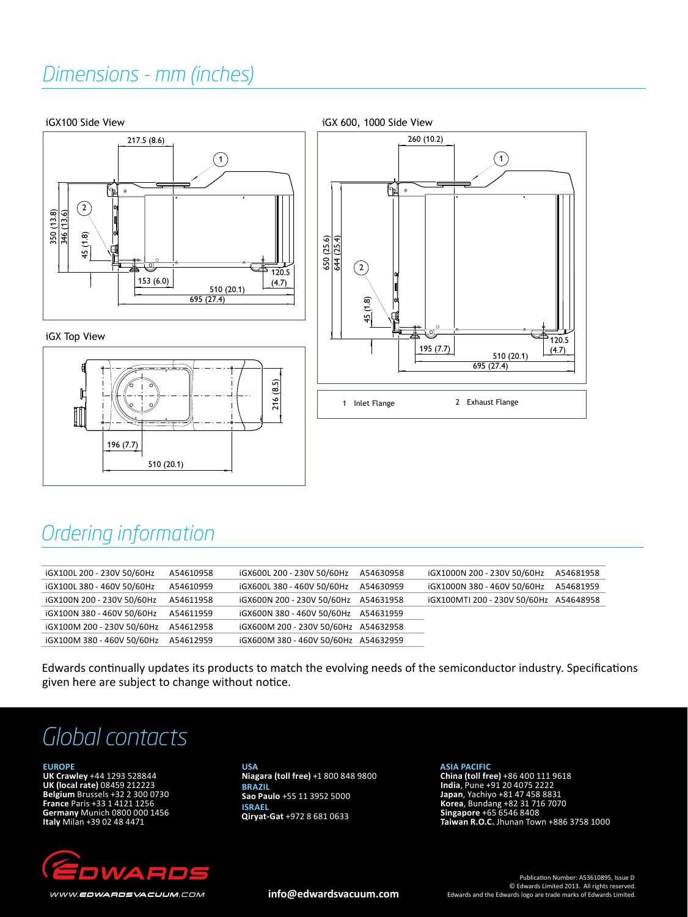## Dimensions - mm (inches)

iGX100 Side View

217.5 (8.6)
350 (13.8)
346 (13.6)
45 (1.8)
153 (6.0)
120.5 (4.7)
510 (20.1)
695 (27.4)

iGX 600, 1000 Side View

260 (10.2)
650 (25.6)
644 (25.4)
45 (1.8)
195 (7.7)
120.5 (4.7)
510 (20.1)
695 (27.4)

iGX Top View

216 (8.5)
196 (7.7)
510 (20.1)

1 Inlet Flange
2 Exhaust Flange

## Ordering information

| | | | | | |
|---|---|---|---|---|---|
| iGX100L 200 - 230V 50/60Hz | A54610958 | iGX600L 200 - 230V 50/60Hz | A54630958 | iGX1000N 200 - 230V 50/60Hz | A54681958 |
| iGX100L 380 - 460V 50/60Hz | A54610959 | iGX600L 380 - 460V 50/60Hz | A54630959 | iGX1000N 380 - 460V 50/60Hz | A54681959 |
| iGX100N 200 - 230V 50/60Hz | A54611958 | iGX600N 200 - 230V 50/60Hz | A54631958 | iGX100MTI 200 - 230V 50/60Hz | A54648958 |
| iGX100N 380 - 460V 50/60Hz | A54611959 | iGX600N 380 - 460V 50/60Hz | A54631959 | | |
| iGX100M 200 - 230V 50/60Hz | A54612958 | iGX600M 200 - 230V 50/60Hz | A54632958 | | |
| iGX100M 380 - 460V 50/60Hz | A54612959 | iGX600M 380 - 460V 50/60Hz | A54632959 | | |

Edwards continually updates its products to match the evolving needs of the semiconductor industry. Specifications given here are subject to change without notice.

## Global contacts

**EUROPE**
**UK Crawley** +44 1293 528844
**UK (local rate)** 08459 212223
**Belgium** Brussels +32 2 300 0730
**France** Paris +33 1 4121 1256
**Germany** Munich 0800 000 1456
**Italy** Milan +39 02 48 4471

**USA**
**Niagara (toll free)** +1 800 848 9800

**BRAZIL**
**Sao Paulo** +55 11 3952 5000

**ISRAEL**
**Qiryat-Gat** +972 8 681 0633

**ASIA PACIFIC**
**China (toll free)** +86 400 111 9618
**India**, Pune +91 20 4075 2222
**Japan**, Yachiyo +81 47 458 8831
**Korea**, Bundang +82 31 716 7070
**Singapore** +65 6546 8408
**Taiwan R.O.C.** Jhunan Town +886 3758 1000

EDWARDS
WWW.EDWARDSVACUUM.COM

**info@edwardsvacuum.com**

Publication Number: A53610895, Issue D
© Edwards Limited 2013. All rights reserved.
Edwards and the Edwards logo are trade marks of Edwards Limited.